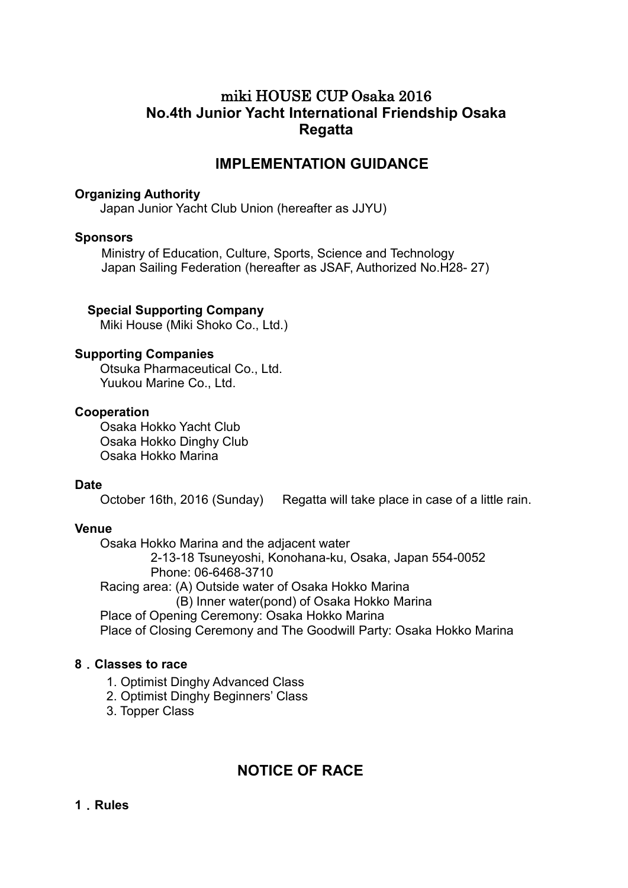# miki HOUSE CUP Osaka 2016
# No.4th Junior Yacht International Friendship Osaka Regatta

## IMPLEMENTATION GUIDANCE

**Organizing Authority**

Japan Junior Yacht Club Union (hereafter as JJYU)

**Sponsors**

Ministry of Education, Culture, Sports, Science and Technology
Japan Sailing Federation (hereafter as JSAF, Authorized No.H28- 27)

**Special Supporting Company**

Miki House (Miki Shoko Co., Ltd.)

**Supporting Companies**

Otsuka Pharmaceutical Co., Ltd.
Yuukou Marine Co., Ltd.

**Cooperation**

Osaka Hokko Yacht Club
Osaka Hokko Dinghy Club
Osaka Hokko Marina

**Date**

October 16th, 2016 (Sunday)     Regatta will take place in case of a little rain.

**Venue**

Osaka Hokko Marina and the adjacent water
2-13-18 Tsuneyoshi, Konohana-ku, Osaka, Japan 554-0052
Phone: 06-6468-3710
Racing area: (A) Outside water of Osaka Hokko Marina
(B) Inner water(pond) of Osaka Hokko Marina
Place of Opening Ceremony: Osaka Hokko Marina
Place of Closing Ceremony and The Goodwill Party: Osaka Hokko Marina

**8．Classes to race**

1. Optimist Dinghy Advanced Class
2. Optimist Dinghy Beginners' Class
3. Topper Class

## NOTICE OF RACE

**1．Rules**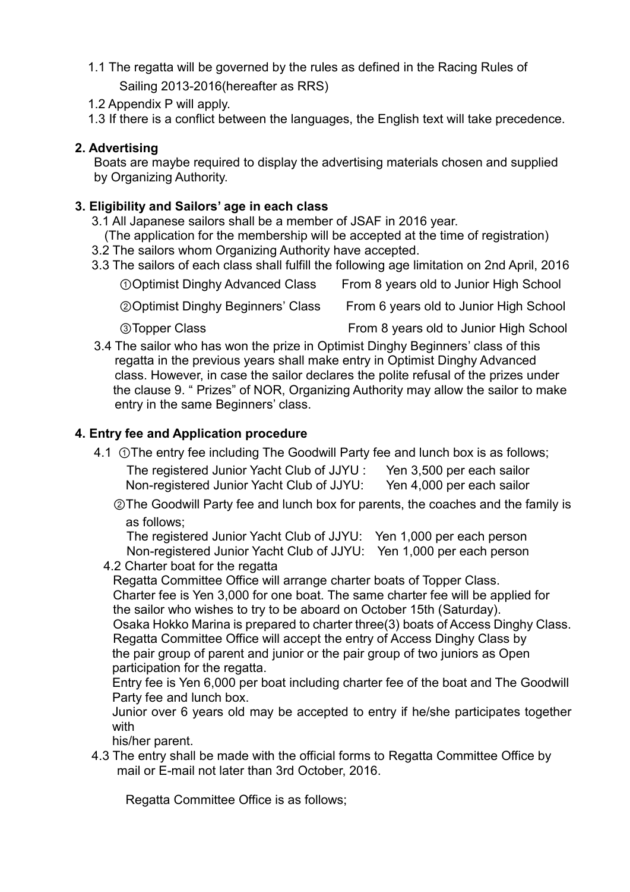1.1 The regatta will be governed by the rules as defined in the Racing Rules of Sailing 2013-2016(hereafter as RRS)

1.2 Appendix P will apply.

1.3 If there is a conflict between the languages, the English text will take precedence.

## 2. Advertising

Boats are maybe required to display the advertising materials chosen and supplied by Organizing Authority.

## 3. Eligibility and Sailors' age in each class

3.1 All Japanese sailors shall be a member of JSAF in 2016 year.
(The application for the membership will be accepted at the time of registration)

3.2 The sailors whom Organizing Authority have accepted.

3.3 The sailors of each class shall fulfill the following age limitation on 2nd April, 2016

| | |
|---|---|
| ①Optimist Dinghy Advanced Class | From 8 years old to Junior High School |
| ②Optimist Dinghy Beginners' Class | From 6 years old to Junior High School |
| ③Topper Class | From 8 years old to Junior High School |

3.4 The sailor who has won the prize in Optimist Dinghy Beginners' class of this regatta in the previous years shall make entry in Optimist Dinghy Advanced class. However, in case the sailor declares the polite refusal of the prizes under the clause 9. " Prizes" of NOR, Organizing Authority may allow the sailor to make entry in the same Beginners' class.

## 4. Entry fee and Application procedure

4.1 ①The entry fee including The Goodwill Party fee and lunch box is as follows;

| | |
|---|---|
| The registered Junior Yacht Club of JJYU : | Yen 3,500 per each sailor |
| Non-registered Junior Yacht Club of JJYU: | Yen 4,000 per each sailor |

②The Goodwill Party fee and lunch box for parents, the coaches and the family is as follows;

| | |
|---|---|
| The registered Junior Yacht Club of JJYU: | Yen 1,000 per each person |
| Non-registered Junior Yacht Club of JJYU: | Yen 1,000 per each person |

4.2 Charter boat for the regatta

Regatta Committee Office will arrange charter boats of Topper Class.
Charter fee is Yen 3,000 for one boat. The same charter fee will be applied for the sailor who wishes to try to be aboard on October 15th (Saturday).
Osaka Hokko Marina is prepared to charter three(3) boats of Access Dinghy Class.
Regatta Committee Office will accept the entry of Access Dinghy Class by the pair group of parent and junior or the pair group of two juniors as Open participation for the regatta.
Entry fee is Yen 6,000 per boat including charter fee of the boat and The Goodwill Party fee and lunch box.
Junior over 6 years old may be accepted to entry if he/she participates together with
his/her parent.

4.3 The entry shall be made with the official forms to Regatta Committee Office by mail or E-mail not later than 3rd October, 2016.

Regatta Committee Office is as follows;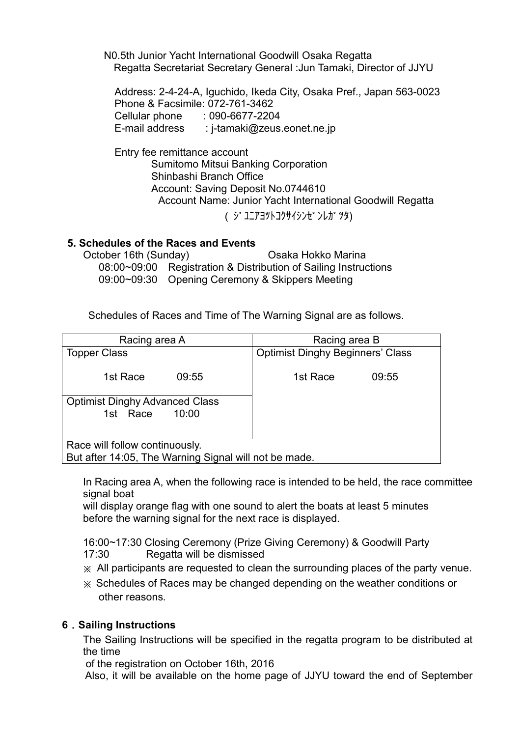N0.5th Junior Yacht International Goodwill Osaka Regatta
Regatta Secretariat Secretary General :Jun Tamaki, Director of JJYU

Address: 2-4-24-A, Iguchido, Ikeda City, Osaka Pref., Japan 563-0023
Phone & Facsimile: 072-761-3462
Cellular phone : 090-6677-2204
E-mail address : j-tamaki@zeus.eonet.ne.jp

Entry fee remittance account
Sumitomo Mitsui Banking Corporation
Shinbashi Branch Office
Account: Saving Deposit No.0744610
Account Name: Junior Yacht International Goodwill Regatta
(ｼﾞｭﾆｱﾖｯﾄｺｸｻｲｼﾝｾﾞﾝﾚｶﾞｯﾀ)

### 5. Schedules of the Races and Events

October 16th (Sunday) Osaka Hokko Marina
08:00~09:00 Registration & Distribution of Sailing Instructions
09:00~09:30 Opening Ceremony & Skippers Meeting

Schedules of Races and Time of The Warning Signal are as follows.

| Racing area A | Racing area B |
|---|---|
| Topper Class<br>1st Race 09:55 | Optimist Dinghy Beginners' Class<br>1st Race 09:55 |
| Optimist Dinghy Advanced Class<br>1st Race 10:00 | |
| Race will follow continuously.<br>But after 14:05, The Warning Signal will not be made. | |

In Racing area A, when the following race is intended to be held, the race committee signal boat
will display orange flag with one sound to alert the boats at least 5 minutes before the warning signal for the next race is displayed.

16:00~17:30 Closing Ceremony (Prize Giving Ceremony) & Goodwill Party
17:30 Regatta will be dismissed

※ All participants are requested to clean the surrounding places of the party venue.

※ Schedules of Races may be changed depending on the weather conditions or other reasons.

### 6．Sailing Instructions

The Sailing Instructions will be specified in the regatta program to be distributed at the time
of the registration on October 16th, 2016
Also, it will be available on the home page of JJYU toward the end of September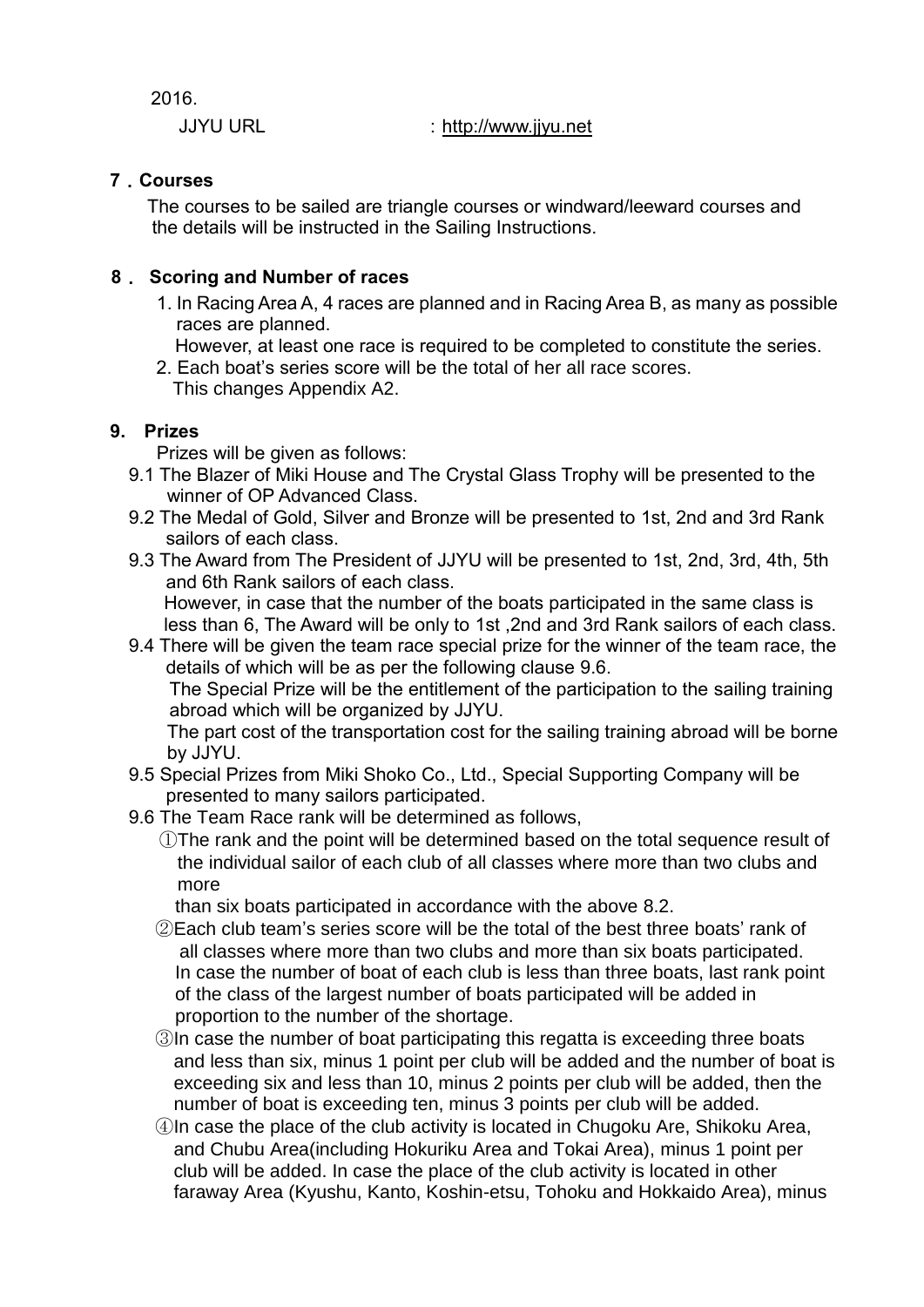2016.

JJYU URL : http://www.jjyu.net

## 7．Courses

The courses to be sailed are triangle courses or windward/leeward courses and the details will be instructed in the Sailing Instructions.

## 8． Scoring and Number of races

1. In Racing Area A, 4 races are planned and in Racing Area B, as many as possible races are planned.
   However, at least one race is required to be completed to constitute the series.
2. Each boat's series score will be the total of her all race scores.
   This changes Appendix A2.

## 9. Prizes

Prizes will be given as follows:

9.1 The Blazer of Miki House and The Crystal Glass Trophy will be presented to the winner of OP Advanced Class.

9.2 The Medal of Gold, Silver and Bronze will be presented to 1st, 2nd and 3rd Rank sailors of each class.

9.3 The Award from The President of JJYU will be presented to 1st, 2nd, 3rd, 4th, 5th and 6th Rank sailors of each class.
However, in case that the number of the boats participated in the same class is less than 6, The Award will be only to 1st ,2nd and 3rd Rank sailors of each class.

9.4 There will be given the team race special prize for the winner of the team race, the details of which will be as per the following clause 9.6.
The Special Prize will be the entitlement of the participation to the sailing training abroad which will be organized by JJYU.
The part cost of the transportation cost for the sailing training abroad will be borne by JJYU.

9.5 Special Prizes from Miki Shoko Co., Ltd., Special Supporting Company will be presented to many sailors participated.

9.6 The Team Race rank will be determined as follows,

①The rank and the point will be determined based on the total sequence result of the individual sailor of each club of all classes where more than two clubs and more than six boats participated in accordance with the above 8.2.

②Each club team's series score will be the total of the best three boats' rank of all classes where more than two clubs and more than six boats participated.
In case the number of boat of each club is less than three boats, last rank point of the class of the largest number of boats participated will be added in proportion to the number of the shortage.

③In case the number of boat participating this regatta is exceeding three boats and less than six, minus 1 point per club will be added and the number of boat is exceeding six and less than 10, minus 2 points per club will be added, then the number of boat is exceeding ten, minus 3 points per club will be added.

④In case the place of the club activity is located in Chugoku Are, Shikoku Area, and Chubu Area(including Hokuriku Area and Tokai Area), minus 1 point per club will be added. In case the place of the club activity is located in other faraway Area (Kyushu, Kanto, Koshin-etsu, Tohoku and Hokkaido Area), minus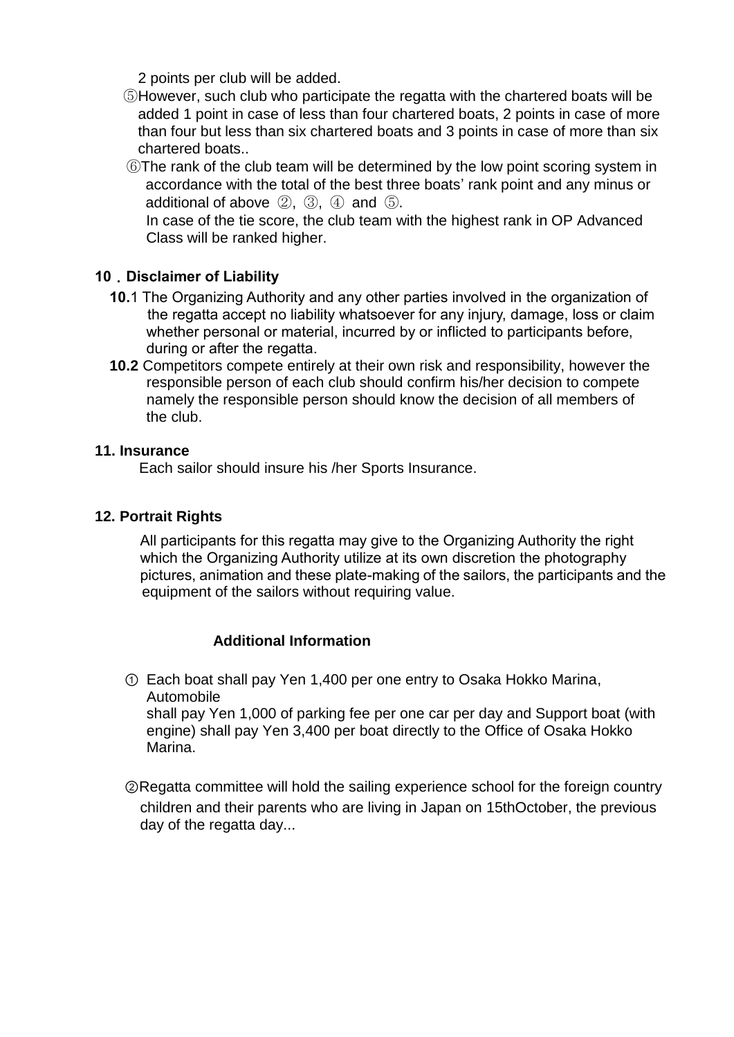2 points per club will be added.

⑤However, such club who participate the regatta with the chartered boats will be added 1 point in case of less than four chartered boats, 2 points in case of more than four but less than six chartered boats and 3 points in case of more than six chartered boats..

⑥The rank of the club team will be determined by the low point scoring system in accordance with the total of the best three boats' rank point and any minus or additional of above ②, ③, ④ and ⑤.
In case of the tie score, the club team with the highest rank in OP Advanced Class will be ranked higher.

### 10．Disclaimer of Liability

**10.**1 The Organizing Authority and any other parties involved in the organization of the regatta accept no liability whatsoever for any injury, damage, loss or claim whether personal or material, incurred by or inflicted to participants before, during or after the regatta.

**10.2** Competitors compete entirely at their own risk and responsibility, however the responsible person of each club should confirm his/her decision to compete namely the responsible person should know the decision of all members of the club.

### 11. Insurance

Each sailor should insure his /her Sports Insurance.

### 12. Portrait Rights

All participants for this regatta may give to the Organizing Authority the right which the Organizing Authority utilize at its own discretion the photography pictures, animation and these plate-making of the sailors, the participants and the equipment of the sailors without requiring value.

### Additional Information

① Each boat shall pay Yen 1,400 per one entry to Osaka Hokko Marina, Automobile
shall pay Yen 1,000 of parking fee per one car per day and Support boat (with engine) shall pay Yen 3,400 per boat directly to the Office of Osaka Hokko Marina.

②Regatta committee will hold the sailing experience school for the foreign country children and their parents who are living in Japan on 15thOctober, the previous day of the regatta day...